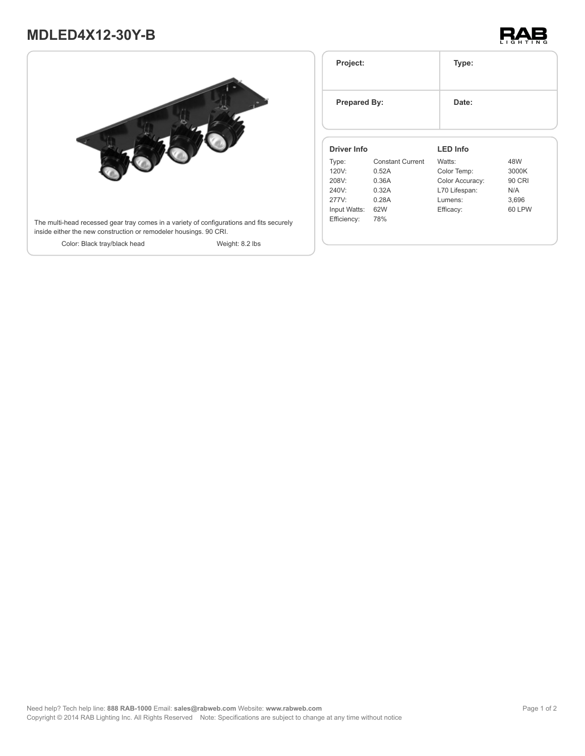# MDLED4X12-30Y-B

The multi-head recessed gear tray comes in a variety of configurations and fits securely inside either the new construction or remodeler housings. 90 CRI.

Color: Black tray/black head

Weight: 8.2 lbs

| Project: | Type: |
|---|---|
| **Prepared By:** | **Date:** |

## Driver Info

| | |
|---|---|
| Type: | Constant Current |
| 120V: | 0.52A |
| 208V: | 0.36A |
| 240V: | 0.32A |
| 277V: | 0.28A |
| Input Watts: | 62W |
| Efficiency: | 78% |

## LED Info

| | |
|---|---|
| Watts: | 48W |
| Color Temp: | 3000K |
| Color Accuracy: | 90 CRI |
| L70 Lifespan: | N/A |
| Lumens: | 3,696 |
| Efficacy: | 60 LPW |

Need help? Tech help line: **888 RAB-1000** Email: **sales@rabweb.com** Website: **www.rabweb.com**

Copyright © 2014 RAB Lighting Inc. All Rights Reserved Note: Specifications are subject to change at any time without notice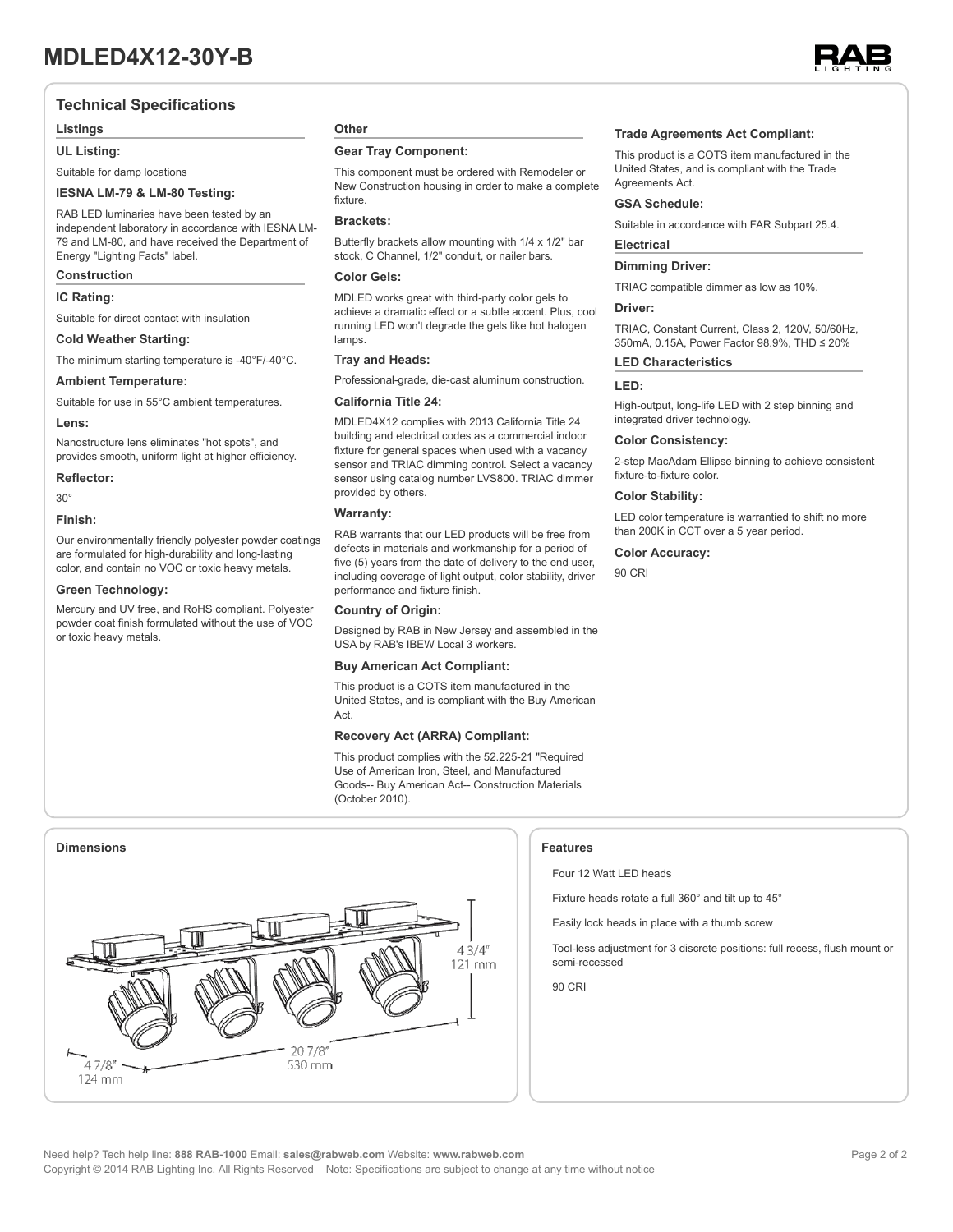# MDLED4X12-30Y-B

## Technical Specifications

### Listings

**UL Listing:**

Suitable for damp locations

**IESNA LM-79 & LM-80 Testing:**

RAB LED luminaries have been tested by an independent laboratory in accordance with IESNA LM-79 and LM-80, and have received the Department of Energy "Lighting Facts" label.

### Construction

**IC Rating:**

Suitable for direct contact with insulation

**Cold Weather Starting:**

The minimum starting temperature is -40°F/-40°C.

**Ambient Temperature:**

Suitable for use in 55°C ambient temperatures.

**Lens:**

Nanostructure lens eliminates "hot spots", and provides smooth, uniform light at higher efficiency.

**Reflector:**

30°

**Finish:**

Our environmentally friendly polyester powder coatings are formulated for high-durability and long-lasting color, and contain no VOC or toxic heavy metals.

**Green Technology:**

Mercury and UV free, and RoHS compliant. Polyester powder coat finish formulated without the use of VOC or toxic heavy metals.

### Other

**Gear Tray Component:**

This component must be ordered with Remodeler or New Construction housing in order to make a complete fixture.

**Brackets:**

Butterfly brackets allow mounting with 1/4 x 1/2" bar stock, C Channel, 1/2" conduit, or nailer bars.

**Color Gels:**

MDLED works great with third-party color gels to achieve a dramatic effect or a subtle accent. Plus, cool running LED won't degrade the gels like hot halogen lamps.

**Tray and Heads:**

Professional-grade, die-cast aluminum construction.

**California Title 24:**

MDLED4X12 complies with 2013 California Title 24 building and electrical codes as a commercial indoor fixture for general spaces when used with a vacancy sensor and TRIAC dimming control. Select a vacancy sensor using catalog number LVS800. TRIAC dimmer provided by others.

**Warranty:**

RAB warrants that our LED products will be free from defects in materials and workmanship for a period of five (5) years from the date of delivery to the end user, including coverage of light output, color stability, driver performance and fixture finish.

**Country of Origin:**

Designed by RAB in New Jersey and assembled in the USA by RAB's IBEW Local 3 workers.

**Buy American Act Compliant:**

This product is a COTS item manufactured in the United States, and is compliant with the Buy American Act.

**Recovery Act (ARRA) Compliant:**

This product complies with the 52.225-21 "Required Use of American Iron, Steel, and Manufactured Goods-- Buy American Act-- Construction Materials (October 2010).

**Trade Agreements Act Compliant:**

This product is a COTS item manufactured in the United States, and is compliant with the Trade Agreements Act.

**GSA Schedule:**

Suitable in accordance with FAR Subpart 25.4.

### Electrical

**Dimming Driver:**

TRIAC compatible dimmer as low as 10%.

**Driver:**

TRIAC, Constant Current, Class 2, 120V, 50/60Hz, 350mA, 0.15A, Power Factor 98.9%, THD ≤ 20%

### LED Characteristics

**LED:**

High-output, long-life LED with 2 step binning and integrated driver technology.

**Color Consistency:**

2-step MacAdam Ellipse binning to achieve consistent fixture-to-fixture color.

**Color Stability:**

LED color temperature is warrantied to shift no more than 200K in CCT over a 5 year period.

**Color Accuracy:**

90 CRI

## Dimensions

4 3/4"
121 mm

20 7/8"
530 mm

4 7/8"
124 mm

## Features

Four 12 Watt LED heads

Fixture heads rotate a full 360° and tilt up to 45°

Easily lock heads in place with a thumb screw

Tool-less adjustment for 3 discrete positions: full recess, flush mount or semi-recessed

90 CRI

Need help? Tech help line: **888 RAB-1000** Email: **sales@rabweb.com** Website: **www.rabweb.com**

Copyright © 2014 RAB Lighting Inc. All Rights Reserved   Note: Specifications are subject to change at any time without notice